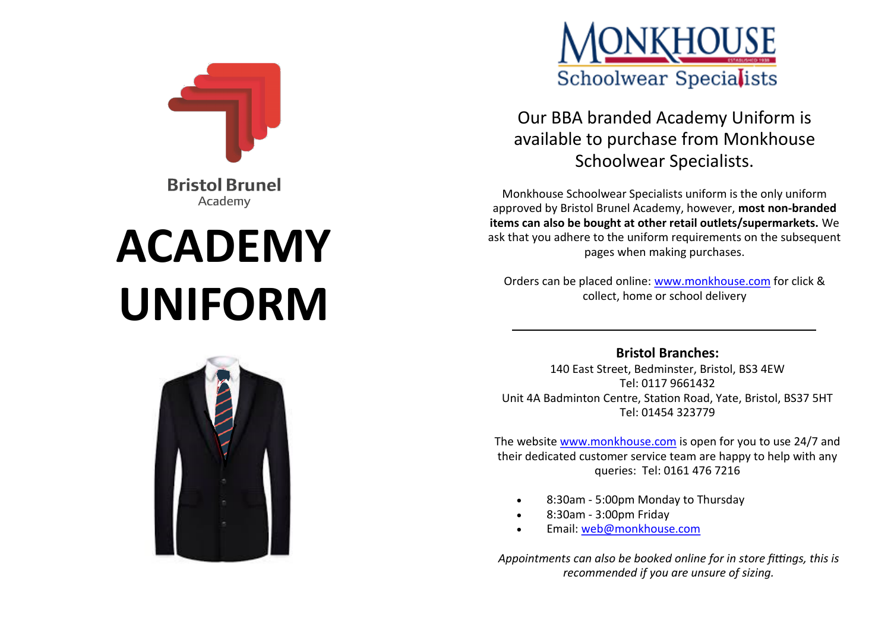Bristol Brunel

Academy

# ACADEMY UNIFORM

MONKHOUSE

Schoolwear Specialists

## Our BBA branded Academy Uniform is available to purchase from Monkhouse Schoolwear Specialists.

Monkhouse Schoolwear Specialists uniform is the only uniform approved by Bristol Brunel Academy, however, **most non-branded items can also be bought at other retail outlets/supermarkets.** We ask that you adhere to the uniform requirements on the subsequent pages when making purchases.

Orders can be placed online: www.monkhouse.com for click & collect, home or school delivery

---

**Bristol Branches:**

140 East Street, Bedminster, Bristol, BS3 4EW
Tel: 0117 9661432
Unit 4A Badminton Centre, Station Road, Yate, Bristol, BS37 5HT
Tel: 01454 323779

The website www.monkhouse.com is open for you to use 24/7 and their dedicated customer service team are happy to help with any queries: Tel: 0161 476 7216

- 8:30am - 5:00pm Monday to Thursday
- 8:30am - 3:00pm Friday
- Email: web@monkhouse.com

*Appointments can also be booked online for in store fittings, this is recommended if you are unsure of sizing.*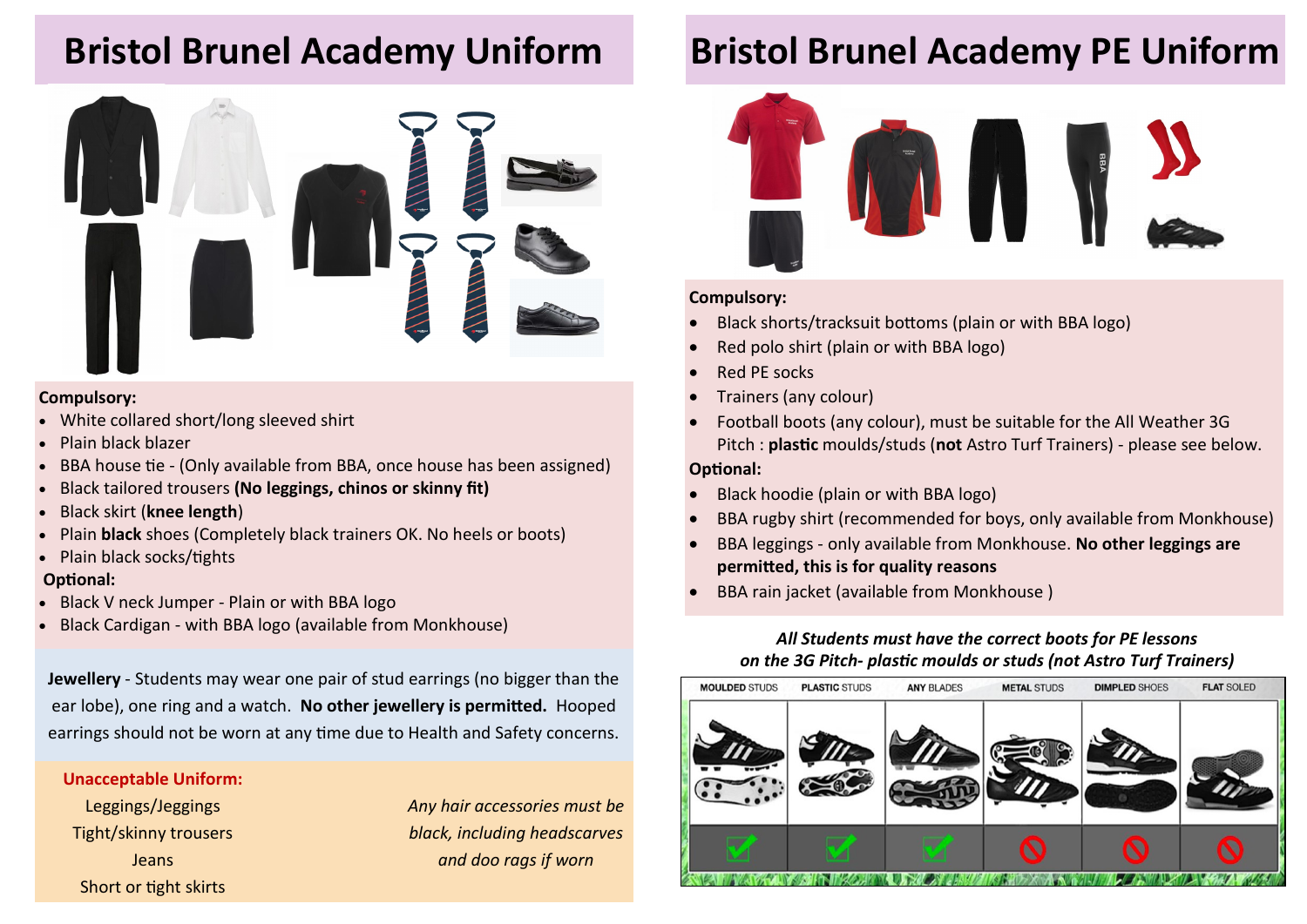# Bristol Brunel Academy Uniform

**Compulsory:**

- White collared short/long sleeved shirt
- Plain black blazer
- BBA house tie - (Only available from BBA, once house has been assigned)
- Black tailored trousers **(No leggings, chinos or skinny fit)**
- Black skirt (**knee length**)
- Plain **black** shoes (Completely black trainers OK. No heels or boots)
- Plain black socks/tights

**Optional:**

- Black V neck Jumper - Plain or with BBA logo
- Black Cardigan - with BBA logo (available from Monkhouse)

**Jewellery** - Students may wear one pair of stud earrings (no bigger than the ear lobe), one ring and a watch. **No other jewellery is permitted.** Hooped earrings should not be worn at any time due to Health and Safety concerns.

**Unacceptable Uniform:**

Leggings/Jeggings
Tight/skinny trousers
Jeans
Short or tight skirts

*Any hair accessories must be black, including headscarves and doo rags if worn*

# Bristol Brunel Academy PE Uniform

**Compulsory:**

- Black shorts/tracksuit bottoms (plain or with BBA logo)
- Red polo shirt (plain or with BBA logo)
- Red PE socks
- Trainers (any colour)
- Football boots (any colour), must be suitable for the All Weather 3G Pitch : **plastic** moulds/studs (**not** Astro Turf Trainers) - please see below.

**Optional:**

- Black hoodie (plain or with BBA logo)
- BBA rugby shirt (recommended for boys, only available from Monkhouse)
- BBA leggings - only available from Monkhouse. **No other leggings are permitted, this is for quality reasons**
- BBA rain jacket (available from Monkhouse )

***All Students must have the correct boots for PE lessons on the 3G Pitch- plastic moulds or studs (not Astro Turf Trainers)***

| MOULDED STUDS | PLASTIC STUDS | ANY BLADES | METAL STUDS | DIMPLED SHOES | FLAT SOLED |
|---|---|---|---|---|---|
| ✓ | ✓ | ✓ | ⃠ | ⃠ | ⃠ |